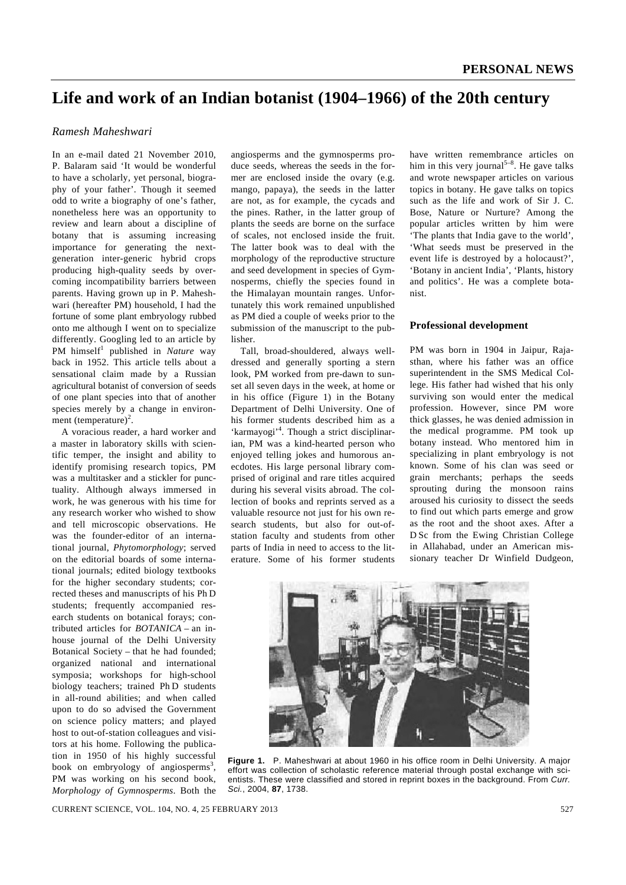PERSONAL NEWS

# Life and work of an Indian botanist (1904–1966) of the 20th century

*Ramesh Maheshwari*

In an e-mail dated 21 November 2010, P. Balaram said 'It would be wonderful to have a scholarly, yet personal, biography of your father'. Though it seemed odd to write a biography of one's father, nonetheless here was an opportunity to review and learn about a discipline of botany that is assuming increasing importance for generating the next-generation inter-generic hybrid crops producing high-quality seeds by overcoming incompatibility barriers between parents. Having grown up in P. Maheshwari (hereafter PM) household, I had the fortune of some plant embryology rubbed onto me although I went on to specialize differently. Googling led to an article by PM himself[1] published in *Nature* way back in 1952. This article tells about a sensational claim made by a Russian agricultural botanist of conversion of seeds of one plant species into that of another species merely by a change in environment (temperature)[2].

A voracious reader, a hard worker and a master in laboratory skills with scientific temper, the insight and ability to identify promising research topics, PM was a multitasker and a stickler for punctuality. Although always immersed in work, he was generous with his time for any research worker who wished to show and tell microscopic observations. He was the founder-editor of an international journal, *Phytomorphology*; served on the editorial boards of some international journals; edited biology textbooks for the higher secondary students; corrected theses and manuscripts of his Ph D students; frequently accompanied research students on botanical forays; contributed articles for *BOTANICA* – an in-house journal of the Delhi University Botanical Society – that he had founded; organized national and international symposia; workshops for high-school biology teachers; trained Ph D students in all-round abilities; and when called upon to do so advised the Government on science policy matters; and played host to out-of-station colleagues and visitors at his home. Following the publication in 1950 of his highly successful book on embryology of angiosperms[3], PM was working on his second book, *Morphology of Gymnosperms*. Both the angiosperms and the gymnosperms produce seeds, whereas the seeds in the former are enclosed inside the ovary (e.g. mango, papaya), the seeds in the latter are not, as for example, the cycads and the pines. Rather, in the latter group of plants the seeds are borne on the surface of scales, not enclosed inside the fruit. The latter book was to deal with the morphology of the reproductive structure and seed development in species of Gymnosperms, chiefly the species found in the Himalayan mountain ranges. Unfortunately this work remained unpublished as PM died a couple of weeks prior to the submission of the manuscript to the publisher.

Tall, broad-shouldered, always well-dressed and generally sporting a stern look, PM worked from pre-dawn to sunset all seven days in the week, at home or in his office (Figure 1) in the Botany Department of Delhi University. One of his former students described him as a 'karmayogi'[4]. Though a strict disciplinarian, PM was a kind-hearted person who enjoyed telling jokes and humorous anecdotes. His large personal library comprised of original and rare titles acquired during his several visits abroad. The collection of books and reprints served as a valuable resource not just for his own research students, but also for out-of-station faculty and students from other parts of India in need of access to the literature. Some of his former students have written remembrance articles on him in this very journal[5–8]. He gave talks and wrote newspaper articles on various topics in botany. He gave talks on topics such as the life and work of Sir J. C. Bose, Nature or Nurture? Among the popular articles written by him were 'The plants that India gave to the world', 'What seeds must be preserved in the event life is destroyed by a holocaust?', 'Botany in ancient India', 'Plants, history and politics'. He was a complete botanist.

## Professional development

PM was born in 1904 in Jaipur, Rajasthan, where his father was an office superintendent in the SMS Medical College. His father had wished that his only surviving son would enter the medical profession. However, since PM wore thick glasses, he was denied admission in the medical programme. PM took up botany instead. Who mentored him in specializing in plant embryology is not known. Some of his clan was seed or grain merchants; perhaps the seeds sprouting during the monsoon rains aroused his curiosity to dissect the seeds to find out which parts emerge and grow as the root and the shoot axes. After a D Sc from the Ewing Christian College in Allahabad, under an American missionary teacher Dr Winfield Dudgeon,

**Figure 1.** P. Maheshwari at about 1960 in his office room in Delhi University. A major effort was collection of scholastic reference material through postal exchange with scientists. These were classified and stored in reprint boxes in the background. From *Curr. Sci.*, 2004, **87**, 1738.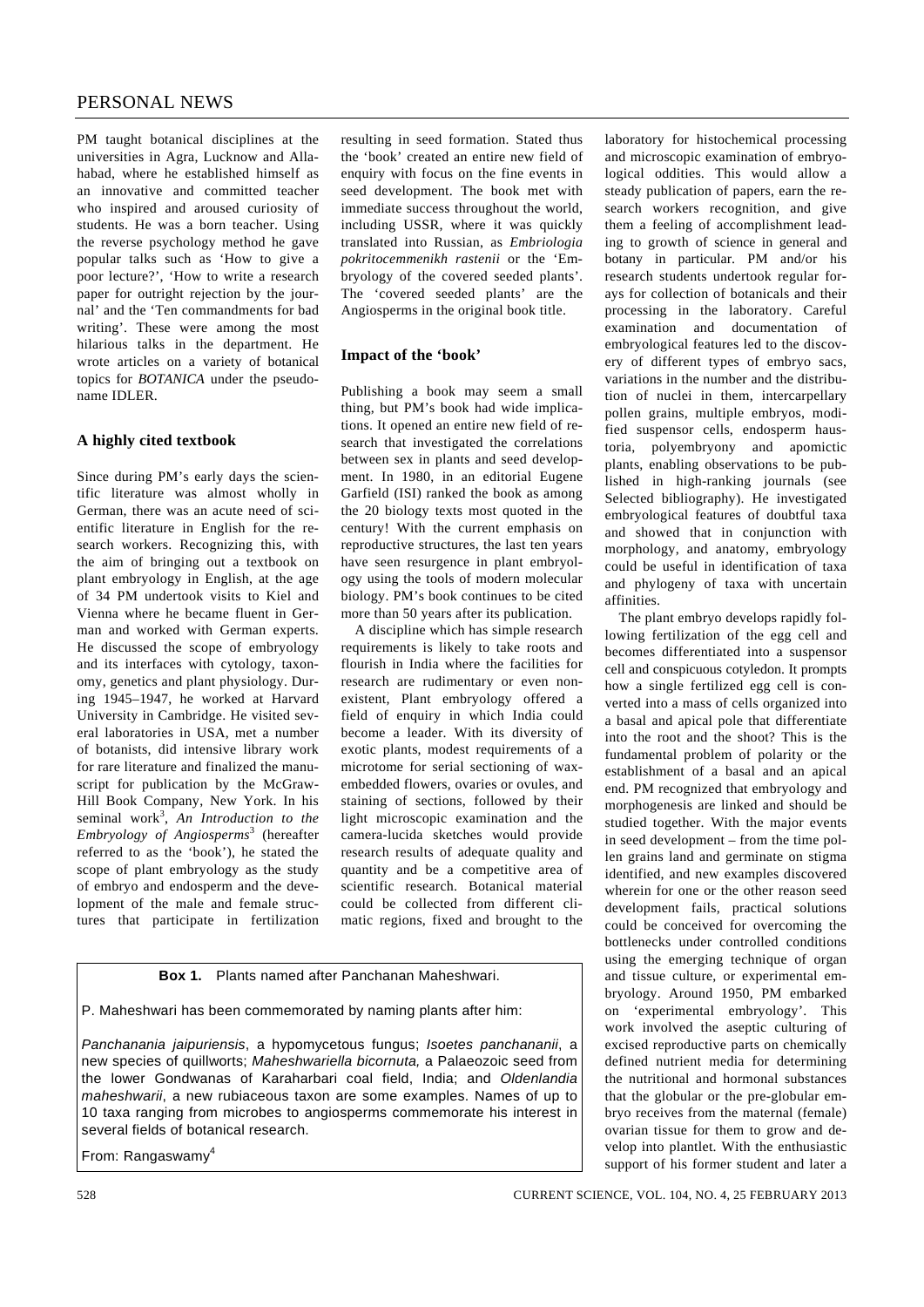PM taught botanical disciplines at the universities in Agra, Lucknow and Allahabad, where he established himself as an innovative and committed teacher who inspired and aroused curiosity of students. He was a born teacher. Using the reverse psychology method he gave popular talks such as 'How to give a poor lecture?', 'How to write a research paper for outright rejection by the journal' and the 'Ten commandments for bad writing'. These were among the most hilarious talks in the department. He wrote articles on a variety of botanical topics for *BOTANICA* under the pseudoname IDLER.

## A highly cited textbook

Since during PM's early days the scientific literature was almost wholly in German, there was an acute need of scientific literature in English for the research workers. Recognizing this, with the aim of bringing out a textbook on plant embryology in English, at the age of 34 PM undertook visits to Kiel and Vienna where he became fluent in German and worked with German experts. He discussed the scope of embryology and its interfaces with cytology, taxonomy, genetics and plant physiology. During 1945–1947, he worked at Harvard University in Cambridge. He visited several laboratories in USA, met a number of botanists, did intensive library work for rare literature and finalized the manuscript for publication by the McGraw-Hill Book Company, New York. In his seminal work[3], *An Introduction to the Embryology of Angiosperms*[3] (hereafter referred to as the 'book'), he stated the scope of plant embryology as the study of embryo and endosperm and the development of the male and female structures that participate in fertilization resulting in seed formation. Stated thus the 'book' created an entire new field of enquiry with focus on the fine events in seed development. The book met with immediate success throughout the world, including USSR, where it was quickly translated into Russian, as *Embriologia pokritocemmenikh rastenii* or the 'Embryology of the covered seeded plants'. The 'covered seeded plants' are the Angiosperms in the original book title.

## Impact of the 'book'

Publishing a book may seem a small thing, but PM's book had wide implications. It opened an entire new field of research that investigated the correlations between sex in plants and seed development. In 1980, in an editorial Eugene Garfield (ISI) ranked the book as among the 20 biology texts most quoted in the century! With the current emphasis on reproductive structures, the last ten years have seen resurgence in plant embryology using the tools of modern molecular biology. PM's book continues to be cited more than 50 years after its publication.

A discipline which has simple research requirements is likely to take roots and flourish in India where the facilities for research are rudimentary or even nonexistent, Plant embryology offered a field of enquiry in which India could become a leader. With its diversity of exotic plants, modest requirements of a microtome for serial sectioning of wax-embedded flowers, ovaries or ovules, and staining of sections, followed by their light microscopic examination and the camera-lucida sketches would provide research results of adequate quality and quantity and be a competitive area of scientific research. Botanical material could be collected from different climatic regions, fixed and brought to the laboratory for histochemical processing and microscopic examination of embryological oddities. This would allow a steady publication of papers, earn the research workers recognition, and give them a feeling of accomplishment leading to growth of science in general and botany in particular. PM and/or his research students undertook regular forays for collection of botanicals and their processing in the laboratory. Careful examination and documentation of embryological features led to the discovery of different types of embryo sacs, variations in the number and the distribution of nuclei in them, intercarpellary pollen grains, multiple embryos, modified suspensor cells, endosperm haustoria, polyembryony and apomictic plants, enabling observations to be published in high-ranking journals (see Selected bibliography). He investigated embryological features of doubtful taxa and showed that in conjunction with morphology, and anatomy, embryology could be useful in identification of taxa and phylogeny of taxa with uncertain affinities.

The plant embryo develops rapidly following fertilization of the egg cell and becomes differentiated into a suspensor cell and conspicuous cotyledon. It prompts how a single fertilized egg cell is converted into a mass of cells organized into a basal and apical pole that differentiate into the root and the shoot? This is the fundamental problem of polarity or the establishment of a basal and an apical end. PM recognized that embryology and morphogenesis are linked and should be studied together. With the major events in seed development – from the time pollen grains land and germinate on stigma identified, and new examples discovered wherein for one or the other reason seed development fails, practical solutions could be conceived for overcoming the bottlenecks under controlled conditions using the emerging technique of organ and tissue culture, or experimental embryology. Around 1950, PM embarked on 'experimental embryology'. This work involved the aseptic culturing of excised reproductive parts on chemically defined nutrient media for determining the nutritional and hormonal substances that the globular or the pre-globular embryo receives from the maternal (female) ovarian tissue for them to grow and develop into plantlet. With the enthusiastic support of his former student and later a

**Box 1.** Plants named after Panchanan Maheshwari.

P. Maheshwari has been commemorated by naming plants after him:

*Panchanania jaipuriensis*, a hypomycetous fungus; *Isoetes panchananii*, a new species of quillworts; *Maheshwariella bicornuta,* a Palaeozoic seed from the lower Gondwanas of Karaharbari coal field, India; and *Oldenlandia maheshwarii*, a new rubiaceous taxon are some examples. Names of up to 10 taxa ranging from microbes to angiosperms commemorate his interest in several fields of botanical research.

From: Rangaswamy[4]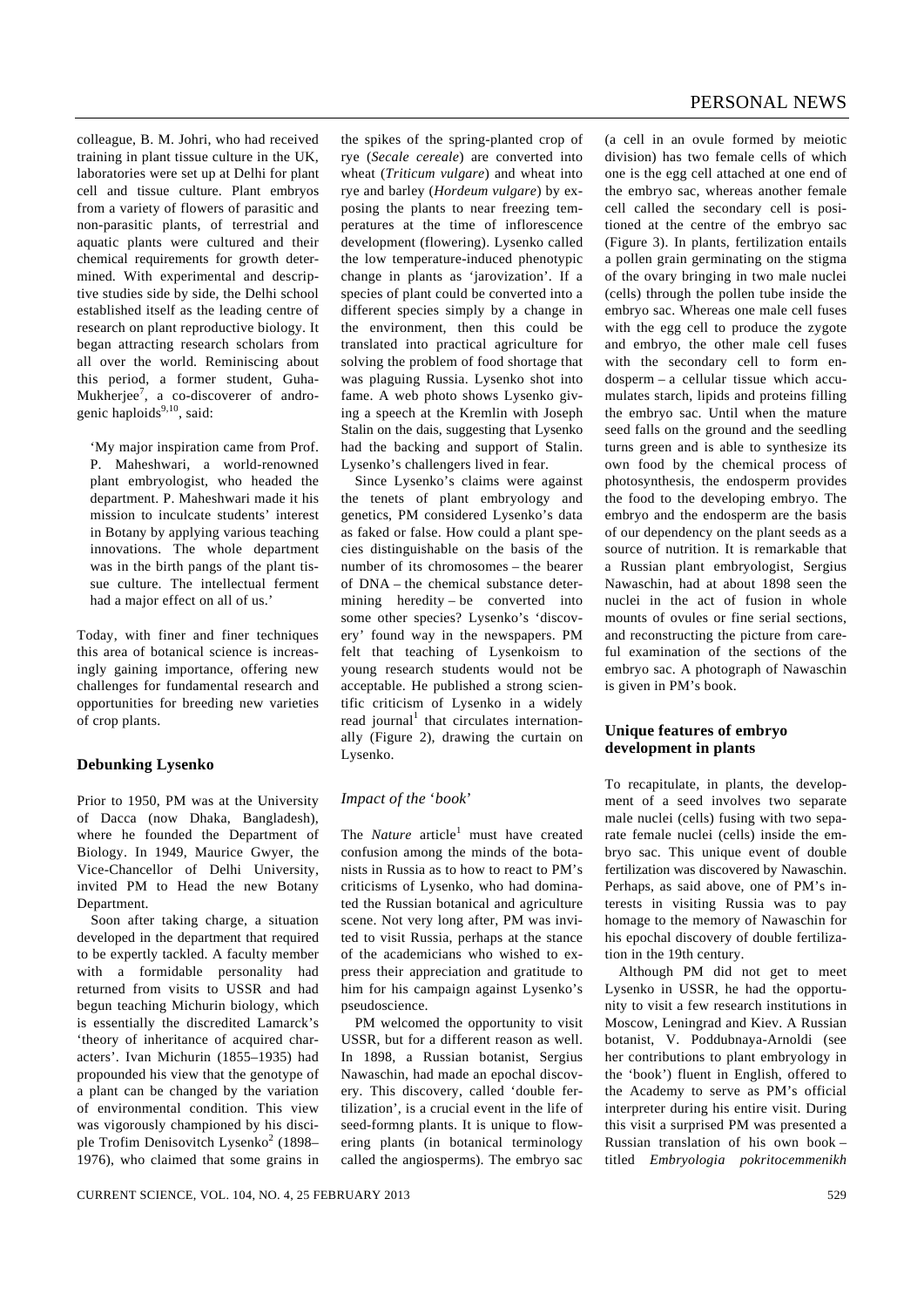colleague, B. M. Johri, who had received training in plant tissue culture in the UK, laboratories were set up at Delhi for plant cell and tissue culture. Plant embryos from a variety of flowers of parasitic and non-parasitic plants, of terrestrial and aquatic plants were cultured and their chemical requirements for growth determined. With experimental and descriptive studies side by side, the Delhi school established itself as the leading centre of research on plant reproductive biology. It began attracting research scholars from all over the world. Reminiscing about this period, a former student, Guha-Mukherjee[7], a co-discoverer of androgenic haploids[9,10], said:

> 'My major inspiration came from Prof. P. Maheshwari, a world-renowned plant embryologist, who headed the department. P. Maheshwari made it his mission to inculcate students' interest in Botany by applying various teaching innovations. The whole department was in the birth pangs of the plant tissue culture. The intellectual ferment had a major effect on all of us.'

Today, with finer and finer techniques this area of botanical science is increasingly gaining importance, offering new challenges for fundamental research and opportunities for breeding new varieties of crop plants.

## Debunking Lysenko

Prior to 1950, PM was at the University of Dacca (now Dhaka, Bangladesh), where he founded the Department of Biology. In 1949, Maurice Gwyer, the Vice-Chancellor of Delhi University, invited PM to Head the new Botany Department.

Soon after taking charge, a situation developed in the department that required to be expertly tackled. A faculty member with a formidable personality had returned from visits to USSR and had begun teaching Michurin biology, which is essentially the discredited Lamarck's 'theory of inheritance of acquired characters'. Ivan Michurin (1855–1935) had propounded his view that the genotype of a plant can be changed by the variation of environmental condition. This view was vigorously championed by his disciple Trofim Denisovitch Lysenko[2] (1898–1976), who claimed that some grains in the spikes of the spring-planted crop of rye (*Secale cereale*) are converted into wheat (*Triticum vulgare*) and wheat into rye and barley (*Hordeum vulgare*) by exposing the plants to near freezing temperatures at the time of inflorescence development (flowering). Lysenko called the low temperature-induced phenotypic change in plants as 'jarovization'. If a species of plant could be converted into a different species simply by a change in the environment, then this could be translated into practical agriculture for solving the problem of food shortage that was plaguing Russia. Lysenko shot into fame. A web photo shows Lysenko giving a speech at the Kremlin with Joseph Stalin on the dais, suggesting that Lysenko had the backing and support of Stalin. Lysenko's challengers lived in fear.

Since Lysenko's claims were against the tenets of plant embryology and genetics, PM considered Lysenko's data as faked or false. How could a plant species distinguishable on the basis of the number of its chromosomes – the bearer of DNA – the chemical substance determining heredity – be converted into some other species? Lysenko's 'discovery' found way in the newspapers. PM felt that teaching of Lysenkoism to young research students would not be acceptable. He published a strong scientific criticism of Lysenko in a widely read journal[1] that circulates internationally (Figure 2), drawing the curtain on Lysenko.

### *Impact of the 'book'*

The *Nature* article[1] must have created confusion among the minds of the botanists in Russia as to how to react to PM's criticisms of Lysenko, who had dominated the Russian botanical and agriculture scene. Not very long after, PM was invited to visit Russia, perhaps at the stance of the academicians who wished to express their appreciation and gratitude to him for his campaign against Lysenko's pseudoscience.

PM welcomed the opportunity to visit USSR, but for a different reason as well. In 1898, a Russian botanist, Sergius Nawaschin, had made an epochal discovery. This discovery, called 'double fertilization', is a crucial event in the life of seed-formng plants. It is unique to flowering plants (in botanical terminology called the angiosperms). The embryo sac (a cell in an ovule formed by meiotic division) has two female cells of which one is the egg cell attached at one end of the embryo sac, whereas another female cell called the secondary cell is positioned at the centre of the embryo sac (Figure 3). In plants, fertilization entails a pollen grain germinating on the stigma of the ovary bringing in two male nuclei (cells) through the pollen tube inside the embryo sac. Whereas one male cell fuses with the egg cell to produce the zygote and embryo, the other male cell fuses with the secondary cell to form endosperm – a cellular tissue which accumulates starch, lipids and proteins filling the embryo sac. Until when the mature seed falls on the ground and the seedling turns green and is able to synthesize its own food by the chemical process of photosynthesis, the endosperm provides the food to the developing embryo. The embryo and the endosperm are the basis of our dependency on the plant seeds as a source of nutrition. It is remarkable that a Russian plant embryologist, Sergius Nawaschin, had at about 1898 seen the nuclei in the act of fusion in whole mounts of ovules or fine serial sections, and reconstructing the picture from careful examination of the sections of the embryo sac. A photograph of Nawaschin is given in PM's book.

## Unique features of embryo development in plants

To recapitulate, in plants, the development of a seed involves two separate male nuclei (cells) fusing with two separate female nuclei (cells) inside the embryo sac. This unique event of double fertilization was discovered by Nawaschin. Perhaps, as said above, one of PM's interests in visiting Russia was to pay homage to the memory of Nawaschin for his epochal discovery of double fertilization in the 19th century.

Although PM did not get to meet Lysenko in USSR, he had the opportunity to visit a few research institutions in Moscow, Leningrad and Kiev. A Russian botanist, V. Poddubnaya-Arnoldi (see her contributions to plant embryology in the 'book') fluent in English, offered to the Academy to serve as PM's official interpreter during his entire visit. During this visit a surprised PM was presented a Russian translation of his own book – titled *Embryologia pokritocemmenikh*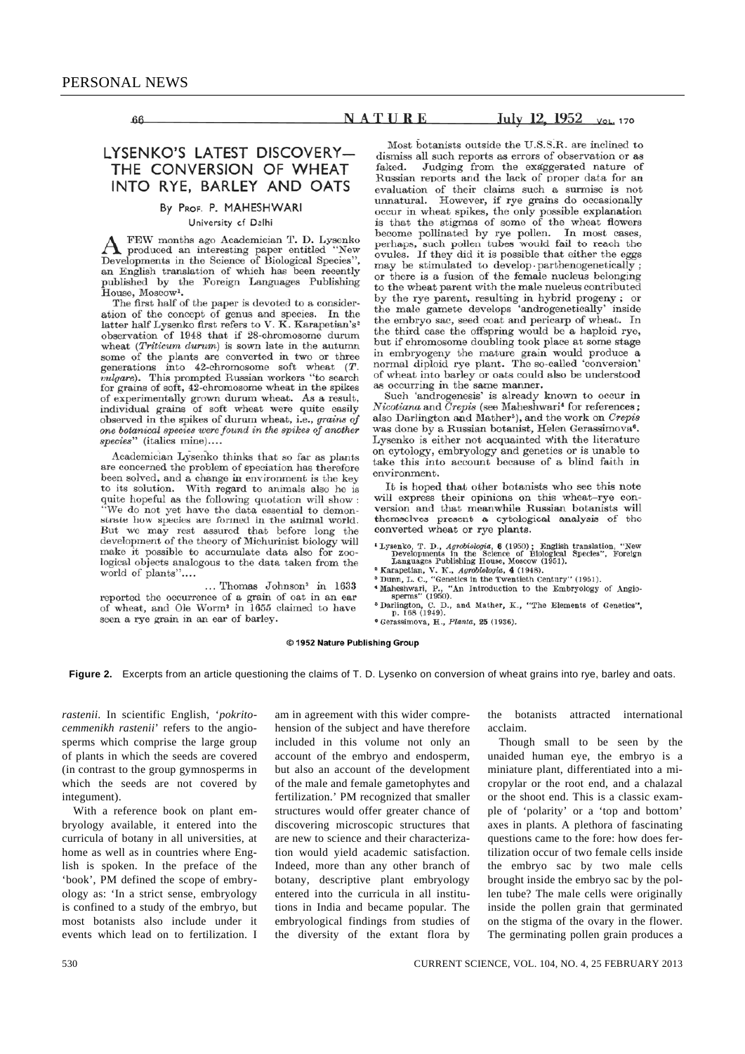## LYSENKO'S LATEST DISCOVERY— THE CONVERSION OF WHEAT INTO RYE, BARLEY AND OATS

By PROF. P. MAHESHWARI

University of Delhi

A FEW months ago Academician T. D. Lysenko produced an interesting paper entitled "New Developments in the Science of Biological Species", an English translation of which has been recently published by the Foreign Languages Publishing House, Moscow[1].

The first half of the paper is devoted to a consideration of the concept of genus and species. In the latter half Lysenko first refers to V. K. Karapetian's[2] observation of 1948 that if 28-chromosome durum wheat (*Triticum durum*) is sown late in the autumn some of the plants are converted in two or three generations into 42-chromosome soft wheat (*T. vulgare*). This prompted Russian workers "to search for grains of soft, 42-chromosome wheat in the spikes of experimentally grown durum wheat. As a result, individual grains of soft wheat were quite easily observed in the spikes of durum wheat, i.e., *grains of one botanical species were found in the spikes of another species*" (italics mine)....

Academician Lysenko thinks that so far as plants are concerned the problem of speciation has therefore been solved, and a change in environment is the key to its solution. With regard to animals also he is quite hopeful as the following quotation will show: "We do not yet have the data essential to demonstrate how species are formed in the animal world. But we may rest assured that before long the development of the theory of Michurinist biology will make it possible to accumulate data also for zoological objects analogous to the data taken from the world of plants"....

... Thomas Johnson[3] in 1633 reported the occurrence of a grain of oat in an ear of wheat, and Ole Worm[3] in 1655 claimed to have seen a rye grain in an ear of barley.

Most botanists outside the U.S.S.R. are inclined to dismiss all such reports as errors of observation or as faked. Judging from the exaggerated nature of Russian reports and the lack of proper data for an evaluation of their claims such a surmise is not unnatural. However, if rye grains do occasionally occur in wheat spikes, the only possible explanation is that the stigmas of some of the wheat flowers become pollinated by rye pollen. In most cases, perhaps, such pollen tubes would fail to reach the ovules. If they did it is possible that either the eggs may be stimulated to develop parthenogenetically; or there is a fusion of the female nucleus belonging to the wheat parent with the male nucleus contributed by the rye parent, resulting in hybrid progeny; or the male gamete develops 'androgenetically' inside the embryo sac, seed coat and pericarp of wheat. In the third case the offspring would be a haploid rye, but if chromosome doubling took place at some stage in embryogeny the mature grain would produce a normal diploid rye plant. The so-called 'conversion' of wheat into barley or oats could also be understood as occurring in the same manner.

Such 'androgenesis' is already known to occur in *Nicotiana* and *Crepis* (see Maheshwari[4] for references; also Darlington and Mather[5]), and the work on *Crepis* was done by a Russian botanist, Helen Gerassimova[6]. Lysenko is either not acquainted with the literature on cytology, embryology and genetics or is unable to take this into account because of a blind faith in environment.

It is hoped that other botanists who see this note will express their opinions on this wheat–rye conversion and that meanwhile Russian botanists will themselves present a cytological analysis of the converted wheat or rye plants.

1. Lysenko, T. D., *Agrobiologia*, 6 (1950); English translation, "New Developments in the Science of Biological Species", Foreign Languages Publishing House, Moscow (1951).
2. Karapetian, V. K., *Agrobiologia*, 4 (1948).
3. Dunn, L. C., "Genetics in the Twentieth Century" (1951).
4. Maheshwari, P., "An Introduction to the Embryology of Angiosperms" (1950).
5. Darlington, C. D., and Mather, K., "The Elements of Genetics", p. 168 (1949).
6. Gerassimova, H., *Planta*, 25 (1936).

© 1952 Nature Publishing Group

**Figure 2.** Excerpts from an article questioning the claims of T. D. Lysenko on conversion of wheat grains into rye, barley and oats.

*rastenii*. In scientific English, '*pokritocemmenikh rastenii*' refers to the angiosperms which comprise the large group of plants in which the seeds are covered (in contrast to the group gymnosperms in which the seeds are not covered by integument).

With a reference book on plant embryology available, it entered into the curricula of botany in all universities, at home as well as in countries where English is spoken. In the preface of the 'book', PM defined the scope of embryology as: 'In a strict sense, embryology is confined to a study of the embryo, but most botanists also include under it events which lead on to fertilization. I am in agreement with this wider comprehension of the subject and have therefore included in this volume not only an account of the embryo and endosperm, but also an account of the development of the male and female gametophytes and fertilization.' PM recognized that smaller structures would offer greater chance of discovering microscopic structures that are new to science and their characterization would yield academic satisfaction. Indeed, more than any other branch of botany, descriptive plant embryology entered into the curricula in all institutions in India and became popular. The embryological findings from studies of the diversity of the extant flora by the botanists attracted international acclaim.

Though small to be seen by the unaided human eye, the embryo is a miniature plant, differentiated into a micropylar or the root end, and a chalazal or the shoot end. This is a classic example of 'polarity' or a 'top and bottom' axes in plants. A plethora of fascinating questions came to the fore: how does fertilization occur of two female cells inside the embryo sac by two male cells brought inside the embryo sac by the pollen tube? The male cells were originally inside the pollen grain that germinated on the stigma of the ovary in the flower. The germinating pollen grain produces a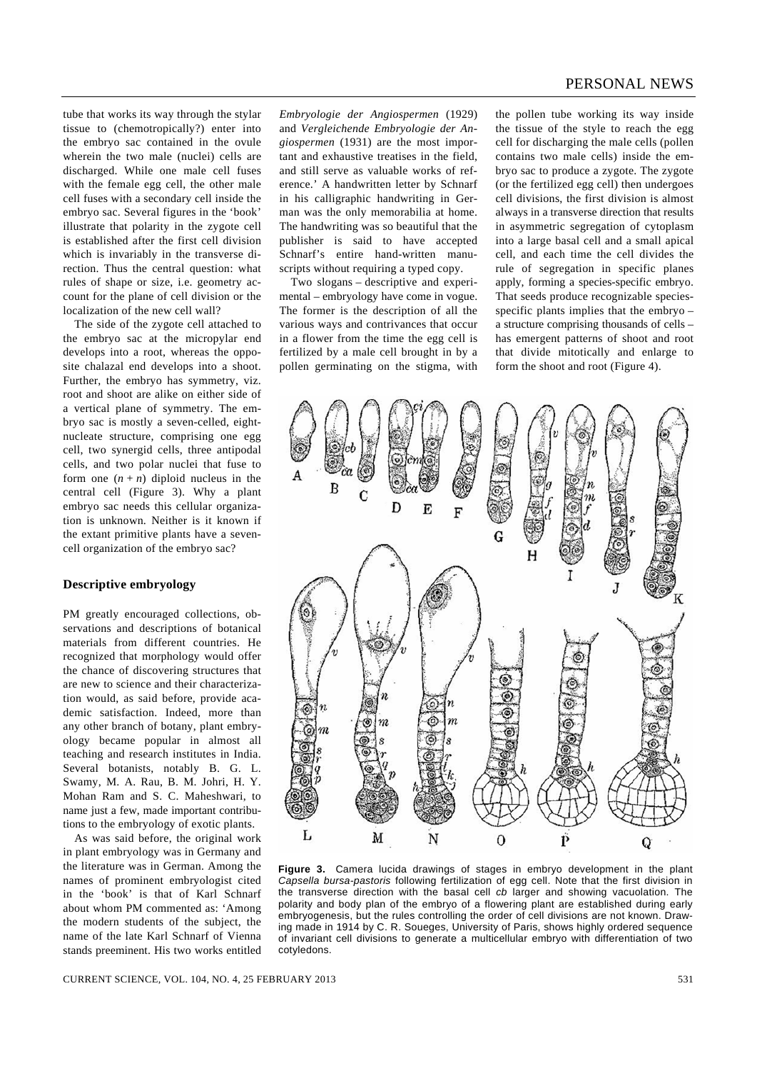tube that works its way through the stylar tissue to (chemotropically?) enter into the embryo sac contained in the ovule wherein the two male (nuclei) cells are discharged. While one male cell fuses with the female egg cell, the other male cell fuses with a secondary cell inside the embryo sac. Several figures in the 'book' illustrate that polarity in the zygote cell is established after the first cell division which is invariably in the transverse direction. Thus the central question: what rules of shape or size, i.e. geometry account for the plane of cell division or the localization of the new cell wall?

The side of the zygote cell attached to the embryo sac at the micropylar end develops into a root, whereas the opposite chalazal end develops into a shoot. Further, the embryo has symmetry, viz. root and shoot are alike on either side of a vertical plane of symmetry. The embryo sac is mostly a seven-celled, eight-nucleate structure, comprising one egg cell, two synergid cells, three antipodal cells, and two polar nuclei that fuse to form one $(n + n)$ diploid nucleus in the central cell (Figure 3). Why a plant embryo sac needs this cellular organization is unknown. Neither is it known if the extant primitive plants have a seven-cell organization of the embryo sac?

## Descriptive embryology

PM greatly encouraged collections, observations and descriptions of botanical materials from different countries. He recognized that morphology would offer the chance of discovering structures that are new to science and their characterization would, as said before, provide academic satisfaction. Indeed, more than any other branch of botany, plant embryology became popular in almost all teaching and research institutes in India. Several botanists, notably B. G. L. Swamy, M. A. Rau, B. M. Johri, H. Y. Mohan Ram and S. C. Maheshwari, to name just a few, made important contributions to the embryology of exotic plants.

As was said before, the original work in plant embryology was in Germany and the literature was in German. Among the names of prominent embryologist cited in the 'book' is that of Karl Schnarf about whom PM commented as: 'Among the modern students of the subject, the name of the late Karl Schnarf of Vienna stands preeminent. His two works entitled *Embryologie der Angiospermen* (1929) and *Vergleichende Embryologie der Angiospermen* (1931) are the most important and exhaustive treatises in the field, and still serve as valuable works of reference.' A handwritten letter by Schnarf in his calligraphic handwriting in German was the only memorabilia at home. The handwriting was so beautiful that the publisher is said to have accepted Schnarf's entire hand-written manuscripts without requiring a typed copy.

Two slogans – descriptive and experimental – embryology have come in vogue. The former is the description of all the various ways and contrivances that occur in a flower from the time the egg cell is fertilized by a male cell brought in by a pollen germinating on the stigma, with the pollen tube working its way inside the tissue of the style to reach the egg cell for discharging the male cells (pollen contains two male cells) inside the embryo sac to produce a zygote. The zygote (or the fertilized egg cell) then undergoes cell divisions, the first division is almost always in a transverse direction that results in asymmetric segregation of cytoplasm into a large basal cell and a small apical cell, and each time the cell divides the rule of segregation in specific planes apply, forming a species-specific embryo. That seeds produce recognizable species-specific plants implies that the embryo – a structure comprising thousands of cells – has emergent patterns of shoot and root that divide mitotically and enlarge to form the shoot and root (Figure 4).

**Figure 3.** Camera lucida drawings of stages in embryo development in the plant *Capsella bursa-pastoris* following fertilization of egg cell. Note that the first division in the transverse direction with the basal cell *cb* larger and showing vacuolation. The polarity and body plan of the embryo of a flowering plant are established during early embryogenesis, but the rules controlling the order of cell divisions are not known. Drawing made in 1914 by C. R. Soueges, University of Paris, shows highly ordered sequence of invariant cell divisions to generate a multicellular embryo with differentiation of two cotyledons.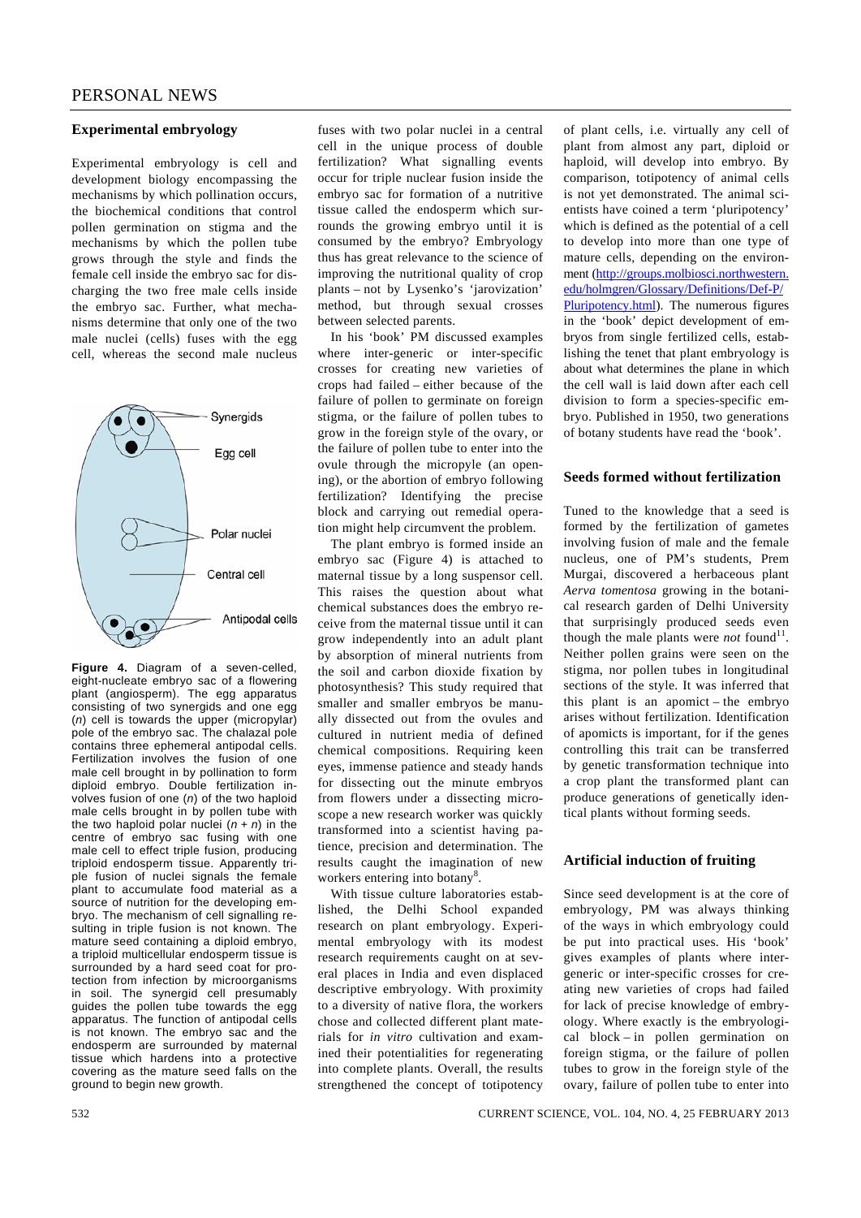## Experimental embryology

Experimental embryology is cell and development biology encompassing the mechanisms by which pollination occurs, the biochemical conditions that control pollen germination on stigma and the mechanisms by which the pollen tube grows through the style and finds the female cell inside the embryo sac for discharging the two free male cells inside the embryo sac. Further, what mechanisms determine that only one of the two male nuclei (cells) fuses with the egg cell, whereas the second male nucleus fuses with two polar nuclei in a central cell in the unique process of double fertilization? What signalling events occur for triple nuclear fusion inside the embryo sac for formation of a nutritive tissue called the endosperm which surrounds the growing embryo until it is consumed by the embryo? Embryology thus has great relevance to the science of improving the nutritional quality of crop plants – not by Lysenko's 'jarovization' method, but through sexual crosses between selected parents.

**Figure 4.** Diagram of a seven-celled, eight-nucleate embryo sac of a flowering plant (angiosperm). The egg apparatus consisting of two synergids and one egg ($n$) cell is towards the upper (micropylar) pole of the embryo sac. The chalazal pole contains three ephemeral antipodal cells. Fertilization involves the fusion of one male cell brought in by pollination to form diploid embryo. Double fertilization involves fusion of one ($n$) of the two haploid male cells brought in by pollen tube with the two haploid polar nuclei ($n + n$) in the centre of embryo sac fusing with one male cell to effect triple fusion, producing triploid endosperm tissue. Apparently triple fusion of nuclei signals the female plant to accumulate food material as a source of nutrition for the developing embryo. The mechanism of cell signalling resulting in triple fusion is not known. The mature seed containing a diploid embryo, a triploid multicellular endosperm tissue is surrounded by a hard seed coat for protection from infection by microorganisms in soil. The synergid cell presumably guides the pollen tube towards the egg apparatus. The function of antipodal cells is not known. The embryo sac and the endosperm are surrounded by maternal tissue which hardens into a protective covering as the mature seed falls on the ground to begin new growth.

In his 'book' PM discussed examples where inter-generic or inter-specific crosses for creating new varieties of crops had failed – either because of the failure of pollen to germinate on foreign stigma, or the failure of pollen tubes to grow in the foreign style of the ovary, or the failure of pollen tube to enter into the ovule through the micropyle (an opening), or the abortion of embryo following fertilization? Identifying the precise block and carrying out remedial operation might help circumvent the problem.

The plant embryo is formed inside an embryo sac (Figure 4) is attached to maternal tissue by a long suspensor cell. This raises the question about what chemical substances does the embryo receive from the maternal tissue until it can grow independently into an adult plant by absorption of mineral nutrients from the soil and carbon dioxide fixation by photosynthesis? This study required that smaller and smaller embryos be manually dissected out from the ovules and cultured in nutrient media of defined chemical compositions. Requiring keen eyes, immense patience and steady hands for dissecting out the minute embryos from flowers under a dissecting microscope a new research worker was quickly transformed into a scientist having patience, precision and determination. The results caught the imagination of new workers entering into botany[8].

With tissue culture laboratories established, the Delhi School expanded research on plant embryology. Experimental embryology with its modest research requirements caught on at several places in India and even displaced descriptive embryology. With proximity to a diversity of native flora, the workers chose and collected different plant materials for *in vitro* cultivation and examined their potentialities for regenerating into complete plants. Overall, the results strengthened the concept of totipotency of plant cells, i.e. virtually any cell of plant from almost any part, diploid or haploid, will develop into embryo. By comparison, totipotency of animal cells is not yet demonstrated. The animal scientists have coined a term 'pluripotency' which is defined as the potential of a cell to develop into more than one type of mature cells, depending on the environment (http://groups.molbiosci.northwestern.edu/holmgren/Glossary/Definitions/Def-P/Pluripotency.html). The numerous figures in the 'book' depict development of embryos from single fertilized cells, establishing the tenet that plant embryology is about what determines the plane in which the cell wall is laid down after each cell division to form a species-specific embryo. Published in 1950, two generations of botany students have read the 'book'.

## Seeds formed without fertilization

Tuned to the knowledge that a seed is formed by the fertilization of gametes involving fusion of male and the female nucleus, one of PM's students, Prem Murgai, discovered a herbaceous plant *Aerva tomentosa* growing in the botanical research garden of Delhi University that surprisingly produced seeds even though the male plants were *not* found[11]. Neither pollen grains were seen on the stigma, nor pollen tubes in longitudinal sections of the style. It was inferred that this plant is an apomict – the embryo arises without fertilization. Identification of apomicts is important, for if the genes controlling this trait can be transferred by genetic transformation technique into a crop plant the transformed plant can produce generations of genetically identical plants without forming seeds.

## Artificial induction of fruiting

Since seed development is at the core of embryology, PM was always thinking of the ways in which embryology could be put into practical uses. His 'book' gives examples of plants where inter-generic or inter-specific crosses for creating new varieties of crops had failed for lack of precise knowledge of embryology. Where exactly is the embryological block – in pollen germination on foreign stigma, or the failure of pollen tubes to grow in the foreign style of the ovary, failure of pollen tube to enter into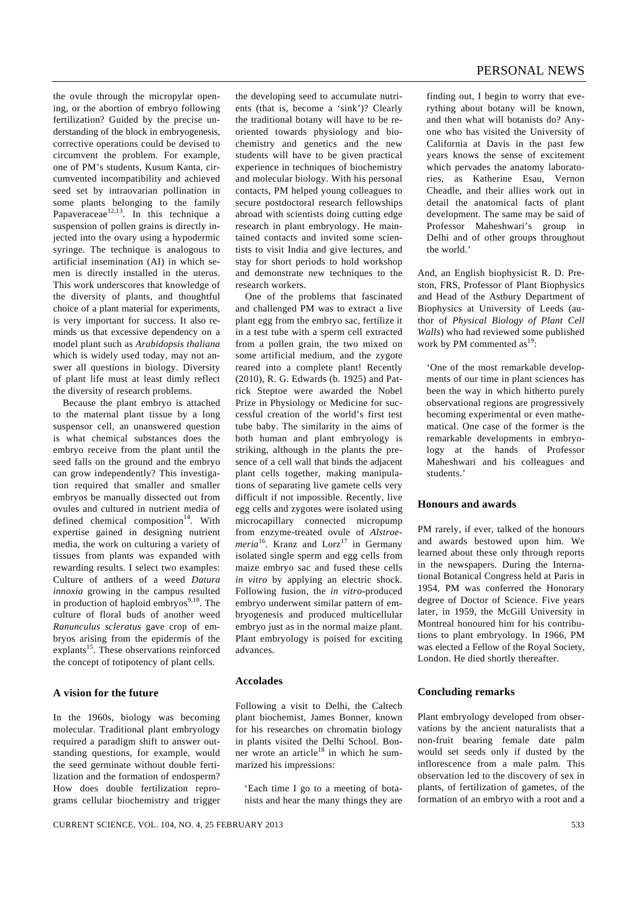the ovule through the micropylar opening, or the abortion of embryo following fertilization? Guided by the precise understanding of the block in embryogenesis, corrective operations could be devised to circumvent the problem. For example, one of PM's students, Kusum Kanta, circumvented incompatibility and achieved seed set by intraovarian pollination in some plants belonging to the family Papaveraceae[12,13]. In this technique a suspension of pollen grains is directly injected into the ovary using a hypodermic syringe. The technique is analogous to artificial insemination (AI) in which semen is directly installed in the uterus. This work underscores that knowledge of the diversity of plants, and thoughtful choice of a plant material for experiments, is very important for success. It also reminds us that excessive dependency on a model plant such as *Arabidopsis thaliana* which is widely used today, may not answer all questions in biology. Diversity of plant life must at least dimly reflect the diversity of research problems.

Because the plant embryo is attached to the maternal plant tissue by a long suspensor cell, an unanswered question is what chemical substances does the embryo receive from the plant until the seed falls on the ground and the embryo can grow independently? This investigation required that smaller and smaller embryos be manually dissected out from ovules and cultured in nutrient media of defined chemical composition[14]. With expertise gained in designing nutrient media, the work on culturing a variety of tissues from plants was expanded with rewarding results. I select two examples: Culture of anthers of a weed *Datura innoxia* growing in the campus resulted in production of haploid embryos[9,10]. The culture of floral buds of another weed *Ranunculus scleratus* gave crop of embryos arising from the epidermis of the explants[15]. These observations reinforced the concept of totipotency of plant cells.

## A vision for the future

In the 1960s, biology was becoming molecular. Traditional plant embryology required a paradigm shift to answer outstanding questions, for example, would the seed germinate without double fertilization and the formation of endosperm? How does double fertilization reprograms cellular biochemistry and trigger the developing seed to accumulate nutrients (that is, become a 'sink')? Clearly the traditional botany will have to be reoriented towards physiology and biochemistry and genetics and the new students will have to be given practical experience in techniques of biochemistry and molecular biology. With his personal contacts, PM helped young colleagues to secure postdoctoral research fellowships abroad with scientists doing cutting edge research in plant embryology. He maintained contacts and invited some scientists to visit India and give lectures, and stay for short periods to hold workshop and demonstrate new techniques to the research workers.

One of the problems that fascinated and challenged PM was to extract a live plant egg from the embryo sac, fertilize it in a test tube with a sperm cell extracted from a pollen grain, the two mixed on some artificial medium, and the zygote reared into a complete plant! Recently (2010), R. G. Edwards (b. 1925) and Patrick Steptoe were awarded the Nobel Prize in Physiology or Medicine for successful creation of the world's first test tube baby. The similarity in the aims of both human and plant embryology is striking, although in the plants the presence of a cell wall that binds the adjacent plant cells together, making manipulations of separating live gamete cells very difficult if not impossible. Recently, live egg cells and zygotes were isolated using microcapillary connected micropump from enzyme-treated ovule of *Alstroemeria*[16]. Kranz and Lorz[17] in Germany isolated single sperm and egg cells from maize embryo sac and fused these cells *in vitro* by applying an electric shock. Following fusion, the *in vitro*-produced embryo underwent similar pattern of embryogenesis and produced multicellular embryo just as in the normal maize plant. Plant embryology is poised for exciting advances.

## Accolades

Following a visit to Delhi, the Caltech plant biochemist, James Bonner, known for his researches on chromatin biology in plants visited the Delhi School. Bonner wrote an article[18] in which he summarized his impressions:

> 'Each time I go to a meeting of botanists and hear the many things they are finding out, I begin to worry that everything about botany will be known, and then what will botanists do? Anyone who has visited the University of California at Davis in the past few years knows the sense of excitement which pervades the anatomy laboratories, as Katherine Esau, Vernon Cheadle, and their allies work out in detail the anatomical facts of plant development. The same may be said of Professor Maheshwari's group in Delhi and of other groups throughout the world.'

And, an English biophysicist R. D. Preston, FRS, Professor of Plant Biophysics and Head of the Astbury Department of Biophysics at University of Leeds (author of *Physical Biology of Plant Cell Walls*) who had reviewed some published work by PM commented as[19]:

> 'One of the most remarkable developments of our time in plant sciences has been the way in which hitherto purely observational regions are progressively becoming experimental or even mathematical. One case of the former is the remarkable developments in embryology at the hands of Professor Maheshwari and his colleagues and students.'

## Honours and awards

PM rarely, if ever, talked of the honours and awards bestowed upon him. We learned about these only through reports in the newspapers. During the International Botanical Congress held at Paris in 1954, PM was conferred the Honorary degree of Doctor of Science. Five years later, in 1959, the McGill University in Montreal honoured him for his contributions to plant embryology. In 1966, PM was elected a Fellow of the Royal Society, London. He died shortly thereafter.

## Concluding remarks

Plant embryology developed from observations by the ancient naturalists that a non-fruit bearing female date palm would set seeds only if dusted by the inflorescence from a male palm. This observation led to the discovery of sex in plants, of fertilization of gametes, of the formation of an embryo with a root and a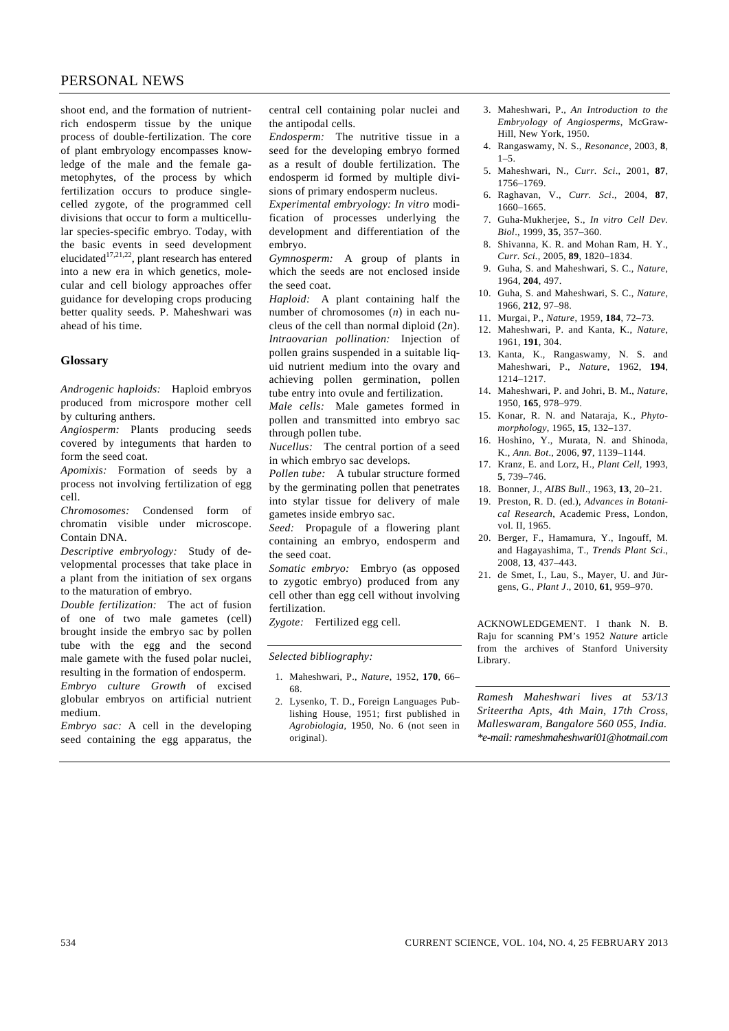shoot end, and the formation of nutrient-rich endosperm tissue by the unique process of double-fertilization. The core of plant embryology encompasses knowledge of the male and the female gametophytes, of the process by which fertilization occurs to produce single-celled zygote, of the programmed cell divisions that occur to form a multicellular species-specific embryo. Today, with the basic events in seed development elucidated[17,21,22], plant research has entered into a new era in which genetics, molecular and cell biology approaches offer guidance for developing crops producing better quality seeds. P. Maheshwari was ahead of his time.

## Glossary

*Androgenic haploids:* Haploid embryos produced from microspore mother cell by culturing anthers.

*Angiosperm:* Plants producing seeds covered by integuments that harden to form the seed coat.

*Apomixis:* Formation of seeds by a process not involving fertilization of egg cell.

*Chromosomes:* Condensed form of chromatin visible under microscope. Contain DNA.

*Descriptive embryology:* Study of developmental processes that take place in a plant from the initiation of sex organs to the maturation of embryo.

*Double fertilization:* The act of fusion of one of two male gametes (cell) brought inside the embryo sac by pollen tube with the egg and the second male gamete with the fused polar nuclei, resulting in the formation of endosperm.

*Embryo culture Growth* of excised globular embryos on artificial nutrient medium.

*Embryo sac:* A cell in the developing seed containing the egg apparatus, the central cell containing polar nuclei and the antipodal cells.

*Endosperm:* The nutritive tissue in a seed for the developing embryo formed as a result of double fertilization. The endosperm id formed by multiple divisions of primary endosperm nucleus.

*Experimental embryology: In vitro* modification of processes underlying the development and differentiation of the embryo.

*Gymnosperm:* A group of plants in which the seeds are not enclosed inside the seed coat.

*Haploid:* A plant containing half the number of chromosomes ($n$) in each nucleus of the cell than normal diploid ($2n$).

*Intraovarian pollination:* Injection of pollen grains suspended in a suitable liquid nutrient medium into the ovary and achieving pollen germination, pollen tube entry into ovule and fertilization.

*Male cells:* Male gametes formed in pollen and transmitted into embryo sac through pollen tube.

*Nucellus:* The central portion of a seed in which embryo sac develops.

*Pollen tube:* A tubular structure formed by the germinating pollen that penetrates into stylar tissue for delivery of male gametes inside embryo sac.

*Seed:* Propagule of a flowering plant containing an embryo, endosperm and the seed coat.

*Somatic embryo:* Embryo (as opposed to zygotic embryo) produced from any cell other than egg cell without involving fertilization.

*Zygote:* Fertilized egg cell.

*Selected bibliography:*

1. Maheshwari, P., *Nature*, 1952, **170**, 66–68.
2. Lysenko, T. D., Foreign Languages Publishing House, 1951; first published in *Agrobiologia*, 1950, No. 6 (not seen in original).
3. Maheshwari, P., *An Introduction to the Embryology of Angiosperms*, McGraw-Hill, New York, 1950.
4. Rangaswamy, N. S., *Resonance*, 2003, **8**, 1–5.
5. Maheshwari, N., *Curr. Sci*., 2001, **87**, 1756–1769.
6. Raghavan, V., *Curr. Sci*., 2004, **87**, 1660–1665.
7. Guha-Mukherjee, S., *In vitro Cell Dev. Biol*., 1999, **35**, 357–360.
8. Shivanna, K. R. and Mohan Ram, H. Y., *Curr. Sci*., 2005, **89**, 1820–1834.
9. Guha, S. and Maheshwari, S. C., *Nature*, 1964, **204**, 497.
10. Guha, S. and Maheshwari, S. C., *Nature*, 1966, **212**, 97–98.
11. Murgai, P., *Nature*, 1959, **184**, 72–73.
12. Maheshwari, P. and Kanta, K., *Nature*, 1961, **191**, 304.
13. Kanta, K., Rangaswamy, N. S. and Maheshwari, P., *Nature*, 1962, **194**, 1214–1217.
14. Maheshwari, P. and Johri, B. M., *Nature*, 1950, **165**, 978–979.
15. Konar, R. N. and Nataraja, K., *Phytomorphology*, 1965, **15**, 132–137.
16. Hoshino, Y., Murata, N. and Shinoda, K., *Ann. Bot*., 2006, **97**, 1139–1144.
17. Kranz, E. and Lorz, H., *Plant Cell*, 1993, **5**, 739–746.
18. Bonner, J., *AIBS Bull*., 1963, **13**, 20–21.
19. Preston, R. D. (ed.), *Advances in Botanical Research*, Academic Press, London, vol. II, 1965.
20. Berger, F., Hamamura, Y., Ingouff, M. and Hagayashima, T., *Trends Plant Sci*., 2008, **13**, 437–443.
21. de Smet, I., Lau, S., Mayer, U. and Jürgens, G., *Plant J*., 2010, **61**, 959–970.

ACKNOWLEDGEMENT. I thank N. B. Raju for scanning PM's 1952 *Nature* article from the archives of Stanford University Library.

*Ramesh Maheshwari lives at 53/13 Sriteertha Apts, 4th Main, 17th Cross, Malleswaram, Bangalore 560 055, India.*
*\*e-mail: rameshmaheshwari01@hotmail.com*